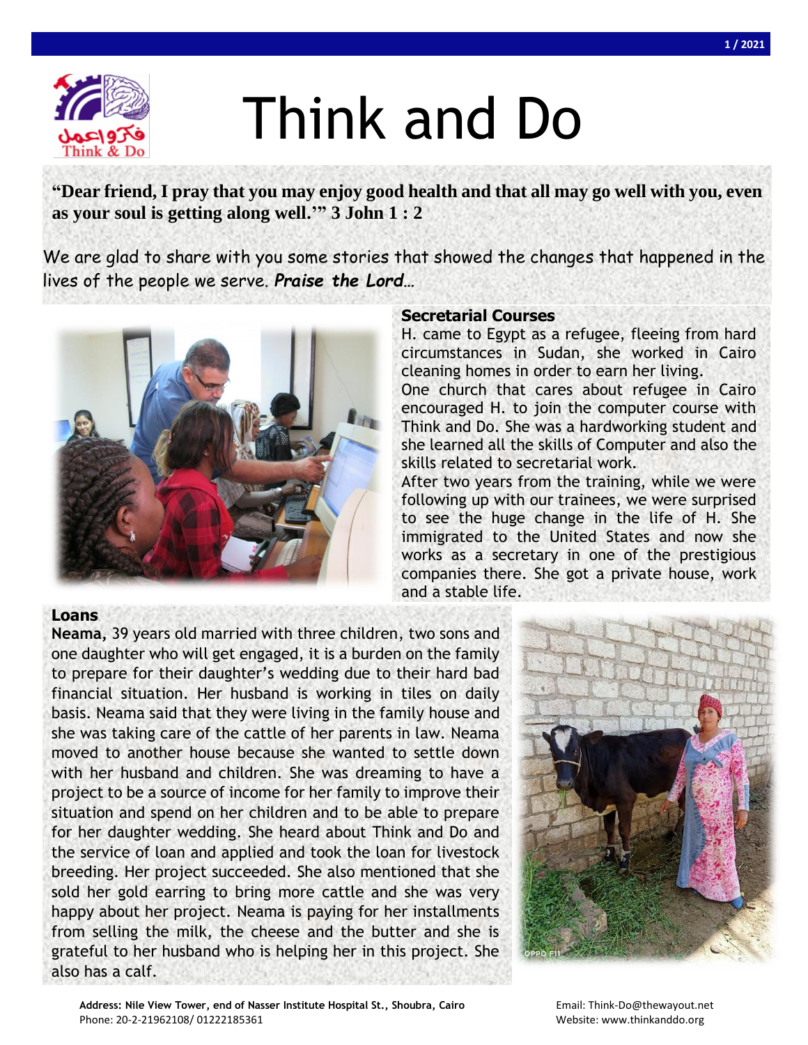# Think and Do

**"Dear friend, I pray that you may enjoy good health and that all may go well with you, even as your soul is getting along well.'" 3 John 1 : 2**

We are glad to share with you some stories that showed the changes that happened in the lives of the people we serve. ***Praise the Lord…***

## Secretarial Courses

H. came to Egypt as a refugee, fleeing from hard circumstances in Sudan, she worked in Cairo cleaning homes in order to earn her living.

One church that cares about refugee in Cairo encouraged H. to join the computer course with Think and Do. She was a hardworking student and she learned all the skills of Computer and also the skills related to secretarial work.

After two years from the training, while we were following up with our trainees, we were surprised to see the huge change in the life of H. She immigrated to the United States and now she works as a secretary in one of the prestigious companies there. She got a private house, work and a stable life.

## Loans

**Neama,** 39 years old married with three children, two sons and one daughter who will get engaged, it is a burden on the family to prepare for their daughter's wedding due to their hard bad financial situation. Her husband is working in tiles on daily basis. Neama said that they were living in the family house and she was taking care of the cattle of her parents in law. Neama moved to another house because she wanted to settle down with her husband and children. She was dreaming to have a project to be a source of income for her family to improve their situation and spend on her children and to be able to prepare for her daughter wedding. She heard about Think and Do and the service of loan and applied and took the loan for livestock breeding. Her project succeeded. She also mentioned that she sold her gold earring to bring more cattle and she was very happy about her project. Neama is paying for her installments from selling the milk, the cheese and the butter and she is grateful to her husband who is helping her in this project. She also has a calf.

**Address: Nile View Tower, end of Nasser Institute Hospital St., Shoubra, Cairo**
Phone: 20-2-21962108/ 01222185361

Email: Think-Do@thewayout.net
Website: www.thinkanddo.org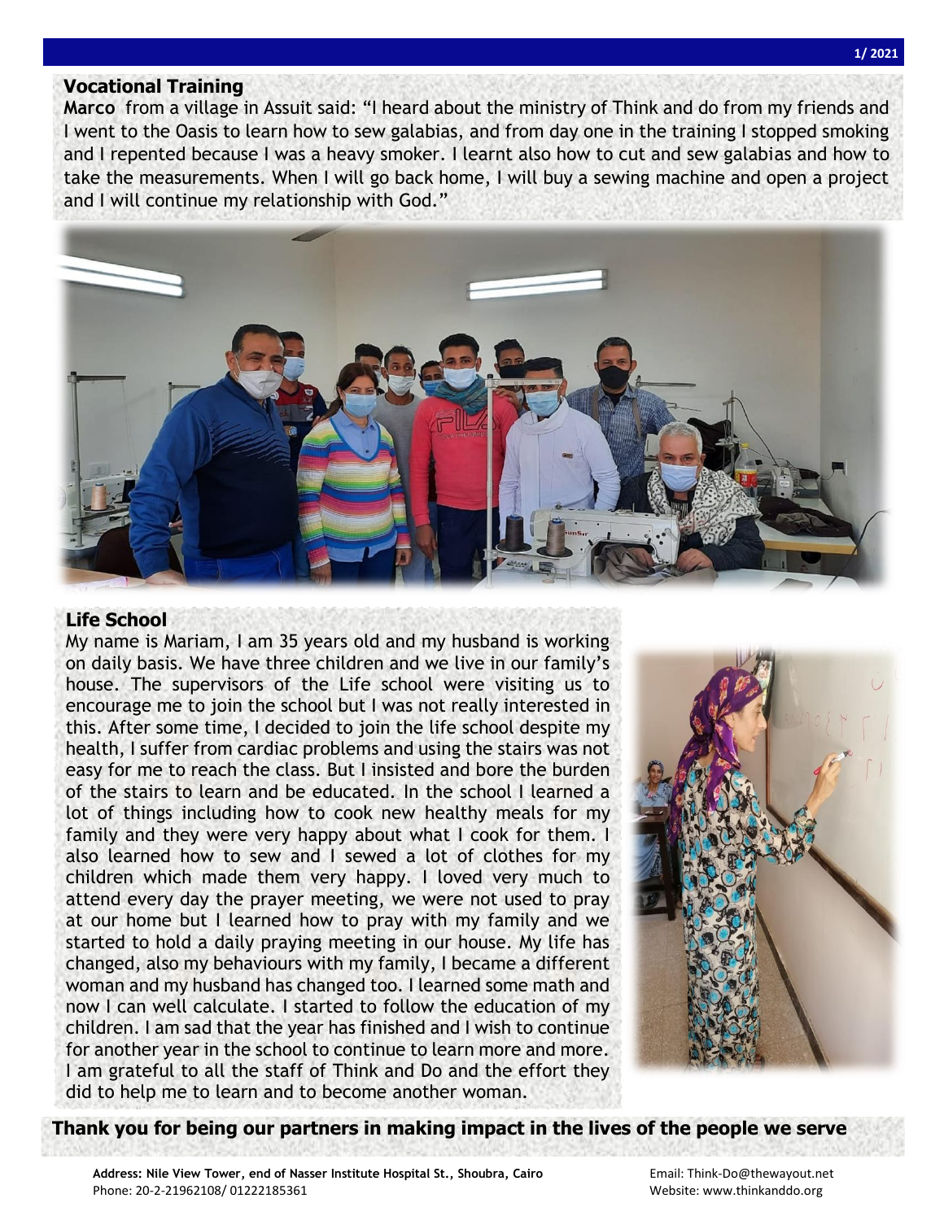## Vocational Training

**Marco** from a village in Assuit said: "I heard about the ministry of Think and do from my friends and I went to the Oasis to learn how to sew galabias, and from day one in the training I stopped smoking and I repented because I was a heavy smoker. I learnt also how to cut and sew galabias and how to take the measurements. When I will go back home, I will buy a sewing machine and open a project and I will continue my relationship with God."

## Life School

My name is Mariam, I am 35 years old and my husband is working on daily basis. We have three children and we live in our family's house. The supervisors of the Life school were visiting us to encourage me to join the school but I was not really interested in this. After some time, I decided to join the life school despite my health, I suffer from cardiac problems and using the stairs was not easy for me to reach the class. But I insisted and bore the burden of the stairs to learn and be educated. In the school I learned a lot of things including how to cook new healthy meals for my family and they were very happy about what I cook for them. I also learned how to sew and I sewed a lot of clothes for my children which made them very happy. I loved very much to attend every day the prayer meeting, we were not used to pray at our home but I learned how to pray with my family and we started to hold a daily praying meeting in our house. My life has changed, also my behaviours with my family, I became a different woman and my husband has changed too. I learned some math and now I can well calculate. I started to follow the education of my children. I am sad that the year has finished and I wish to continue for another year in the school to continue to learn more and more. I am grateful to all the staff of Think and Do and the effort they did to help me to learn and to become another woman.

**Thank you for being our partners in making impact in the lives of the people we serve**

**Address: Nile View Tower, end of Nasser Institute Hospital St., Shoubra, Cairo**
Phone: 20-2-21962108/ 01222185361

Email: Think-Do@thewayout.net
Website: www.thinkanddo.org